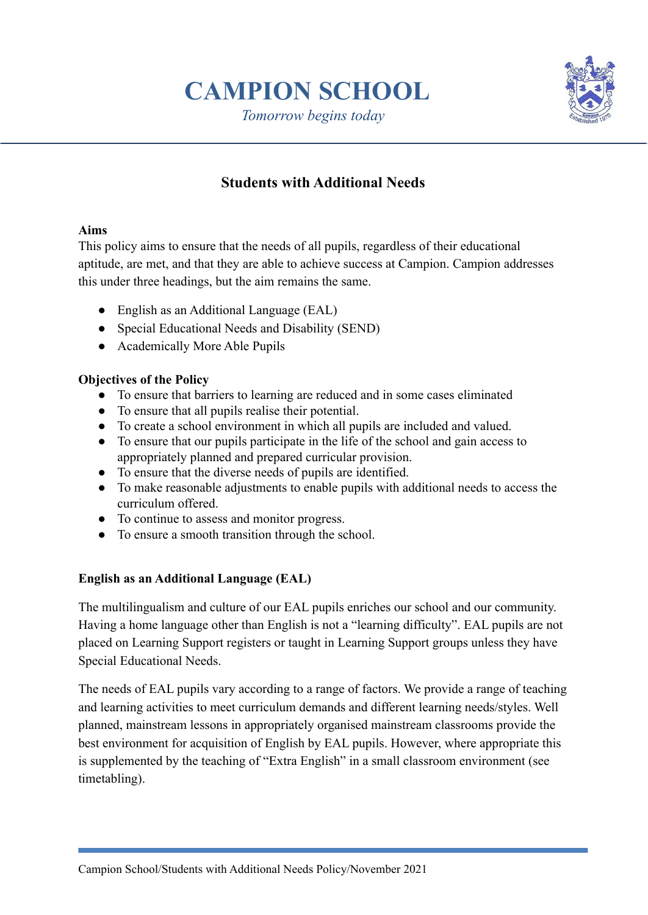# CAMPION SCHOOL

*Tomorrow begins today*

## Students with Additional Needs

**Aims**

This policy aims to ensure that the needs of all pupils, regardless of their educational aptitude, are met, and that they are able to achieve success at Campion. Campion addresses this under three headings, but the aim remains the same.

- English as an Additional Language (EAL)
- Special Educational Needs and Disability (SEND)
- Academically More Able Pupils

**Objectives of the Policy**

- To ensure that barriers to learning are reduced and in some cases eliminated
- To ensure that all pupils realise their potential.
- To create a school environment in which all pupils are included and valued.
- To ensure that our pupils participate in the life of the school and gain access to appropriately planned and prepared curricular provision.
- To ensure that the diverse needs of pupils are identified.
- To make reasonable adjustments to enable pupils with additional needs to access the curriculum offered.
- To continue to assess and monitor progress.
- To ensure a smooth transition through the school.

**English as an Additional Language (EAL)**

The multilingualism and culture of our EAL pupils enriches our school and our community. Having a home language other than English is not a "learning difficulty". EAL pupils are not placed on Learning Support registers or taught in Learning Support groups unless they have Special Educational Needs.

The needs of EAL pupils vary according to a range of factors. We provide a range of teaching and learning activities to meet curriculum demands and different learning needs/styles. Well planned, mainstream lessons in appropriately organised mainstream classrooms provide the best environment for acquisition of English by EAL pupils. However, where appropriate this is supplemented by the teaching of "Extra English" in a small classroom environment (see timetabling).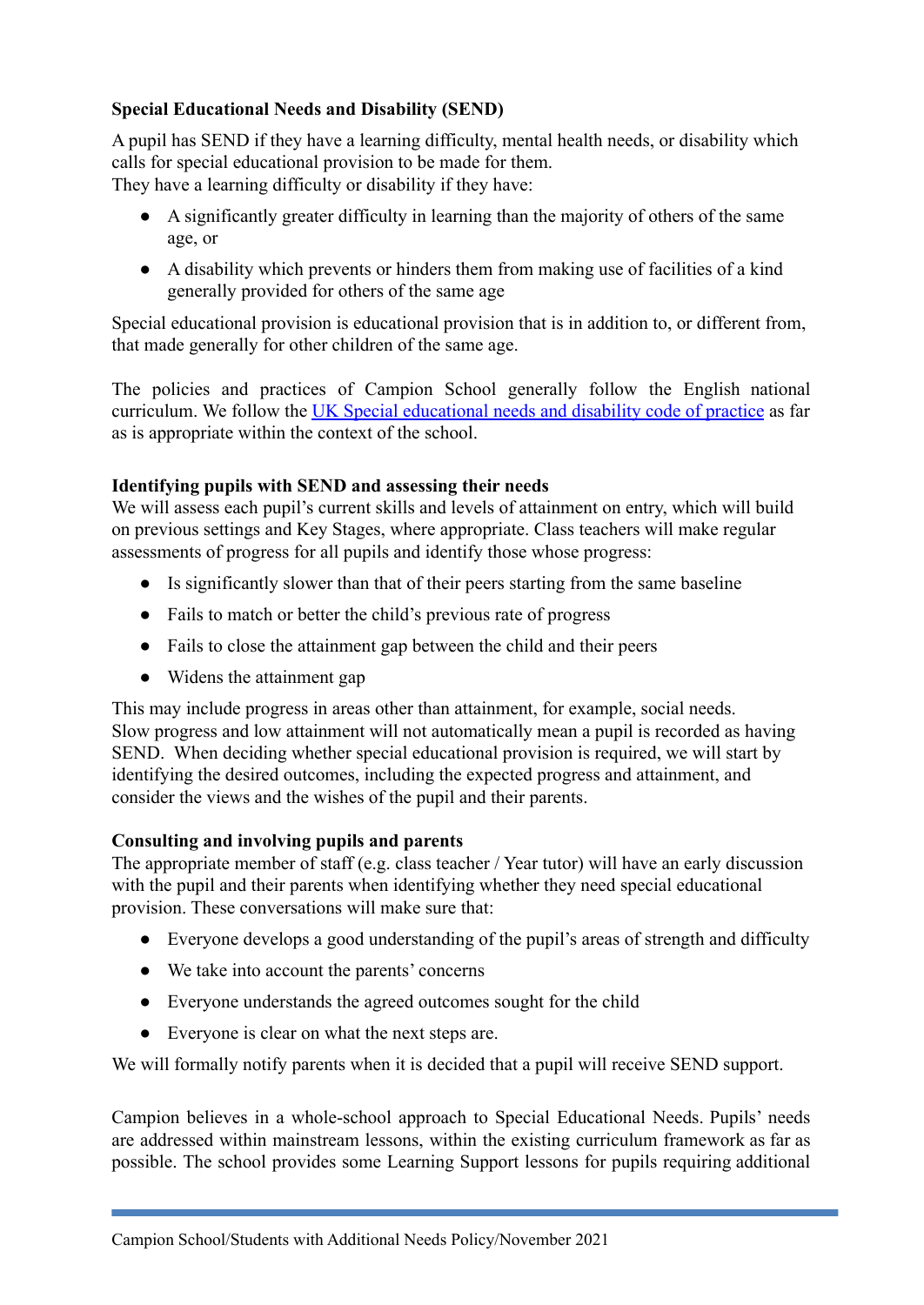**Special Educational Needs and Disability (SEND)**

A pupil has SEND if they have a learning difficulty, mental health needs, or disability which calls for special educational provision to be made for them.
They have a learning difficulty or disability if they have:

- A significantly greater difficulty in learning than the majority of others of the same age, or
- A disability which prevents or hinders them from making use of facilities of a kind generally provided for others of the same age

Special educational provision is educational provision that is in addition to, or different from, that made generally for other children of the same age.

The policies and practices of Campion School generally follow the English national curriculum. We follow the [UK Special educational needs and disability code of practice] as far as is appropriate within the context of the school.

**Identifying pupils with SEND and assessing their needs**
We will assess each pupil's current skills and levels of attainment on entry, which will build on previous settings and Key Stages, where appropriate. Class teachers will make regular assessments of progress for all pupils and identify those whose progress:

- Is significantly slower than that of their peers starting from the same baseline
- Fails to match or better the child's previous rate of progress
- Fails to close the attainment gap between the child and their peers
- Widens the attainment gap

This may include progress in areas other than attainment, for example, social needs.
Slow progress and low attainment will not automatically mean a pupil is recorded as having SEND. When deciding whether special educational provision is required, we will start by identifying the desired outcomes, including the expected progress and attainment, and consider the views and the wishes of the pupil and their parents.

**Consulting and involving pupils and parents**
The appropriate member of staff (e.g. class teacher / Year tutor) will have an early discussion with the pupil and their parents when identifying whether they need special educational provision. These conversations will make sure that:

- Everyone develops a good understanding of the pupil's areas of strength and difficulty
- We take into account the parents' concerns
- Everyone understands the agreed outcomes sought for the child
- Everyone is clear on what the next steps are.

We will formally notify parents when it is decided that a pupil will receive SEND support.

Campion believes in a whole-school approach to Special Educational Needs. Pupils' needs are addressed within mainstream lessons, within the existing curriculum framework as far as possible. The school provides some Learning Support lessons for pupils requiring additional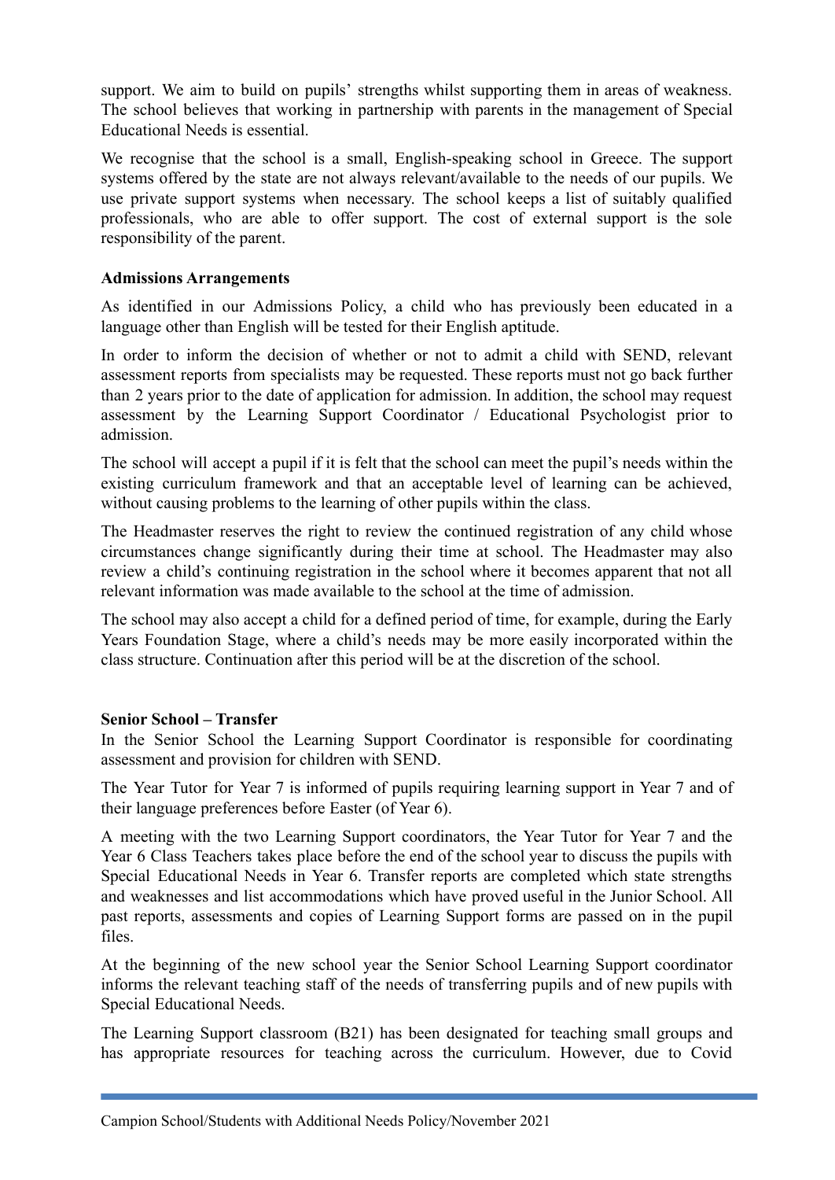support. We aim to build on pupils' strengths whilst supporting them in areas of weakness. The school believes that working in partnership with parents in the management of Special Educational Needs is essential.

We recognise that the school is a small, English-speaking school in Greece. The support systems offered by the state are not always relevant/available to the needs of our pupils. We use private support systems when necessary. The school keeps a list of suitably qualified professionals, who are able to offer support. The cost of external support is the sole responsibility of the parent.

**Admissions Arrangements**

As identified in our Admissions Policy, a child who has previously been educated in a language other than English will be tested for their English aptitude.

In order to inform the decision of whether or not to admit a child with SEND, relevant assessment reports from specialists may be requested. These reports must not go back further than 2 years prior to the date of application for admission. In addition, the school may request assessment by the Learning Support Coordinator / Educational Psychologist prior to admission.

The school will accept a pupil if it is felt that the school can meet the pupil's needs within the existing curriculum framework and that an acceptable level of learning can be achieved, without causing problems to the learning of other pupils within the class.

The Headmaster reserves the right to review the continued registration of any child whose circumstances change significantly during their time at school. The Headmaster may also review a child's continuing registration in the school where it becomes apparent that not all relevant information was made available to the school at the time of admission.

The school may also accept a child for a defined period of time, for example, during the Early Years Foundation Stage, where a child's needs may be more easily incorporated within the class structure. Continuation after this period will be at the discretion of the school.

**Senior School – Transfer**

In the Senior School the Learning Support Coordinator is responsible for coordinating assessment and provision for children with SEND.

The Year Tutor for Year 7 is informed of pupils requiring learning support in Year 7 and of their language preferences before Easter (of Year 6).

A meeting with the two Learning Support coordinators, the Year Tutor for Year 7 and the Year 6 Class Teachers takes place before the end of the school year to discuss the pupils with Special Educational Needs in Year 6. Transfer reports are completed which state strengths and weaknesses and list accommodations which have proved useful in the Junior School. All past reports, assessments and copies of Learning Support forms are passed on in the pupil files.

At the beginning of the new school year the Senior School Learning Support coordinator informs the relevant teaching staff of the needs of transferring pupils and of new pupils with Special Educational Needs.

The Learning Support classroom (B21) has been designated for teaching small groups and has appropriate resources for teaching across the curriculum. However, due to Covid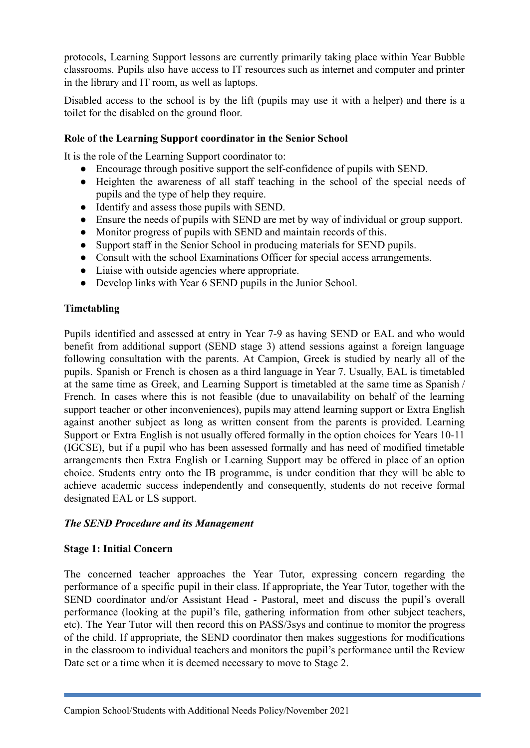protocols, Learning Support lessons are currently primarily taking place within Year Bubble classrooms. Pupils also have access to IT resources such as internet and computer and printer in the library and IT room, as well as laptops.

Disabled access to the school is by the lift (pupils may use it with a helper) and there is a toilet for the disabled on the ground floor.

**Role of the Learning Support coordinator in the Senior School**

It is the role of the Learning Support coordinator to:

- Encourage through positive support the self-confidence of pupils with SEND.
- Heighten the awareness of all staff teaching in the school of the special needs of pupils and the type of help they require.
- Identify and assess those pupils with SEND.
- Ensure the needs of pupils with SEND are met by way of individual or group support.
- Monitor progress of pupils with SEND and maintain records of this.
- Support staff in the Senior School in producing materials for SEND pupils.
- Consult with the school Examinations Officer for special access arrangements.
- Liaise with outside agencies where appropriate.
- Develop links with Year 6 SEND pupils in the Junior School.

**Timetabling**

Pupils identified and assessed at entry in Year 7-9 as having SEND or EAL and who would benefit from additional support (SEND stage 3) attend sessions against a foreign language following consultation with the parents. At Campion, Greek is studied by nearly all of the pupils. Spanish or French is chosen as a third language in Year 7. Usually, EAL is timetabled at the same time as Greek, and Learning Support is timetabled at the same time as Spanish / French. In cases where this is not feasible (due to unavailability on behalf of the learning support teacher or other inconveniences), pupils may attend learning support or Extra English against another subject as long as written consent from the parents is provided. Learning Support or Extra English is not usually offered formally in the option choices for Years 10-11 (IGCSE), but if a pupil who has been assessed formally and has need of modified timetable arrangements then Extra English or Learning Support may be offered in place of an option choice. Students entry onto the IB programme, is under condition that they will be able to achieve academic success independently and consequently, students do not receive formal designated EAL or LS support.

***The SEND Procedure and its Management***

**Stage 1: Initial Concern**

The concerned teacher approaches the Year Tutor, expressing concern regarding the performance of a specific pupil in their class. If appropriate, the Year Tutor, together with the SEND coordinator and/or Assistant Head - Pastoral, meet and discuss the pupil's overall performance (looking at the pupil's file, gathering information from other subject teachers, etc). The Year Tutor will then record this on PASS/3sys and continue to monitor the progress of the child. If appropriate, the SEND coordinator then makes suggestions for modifications in the classroom to individual teachers and monitors the pupil's performance until the Review Date set or a time when it is deemed necessary to move to Stage 2.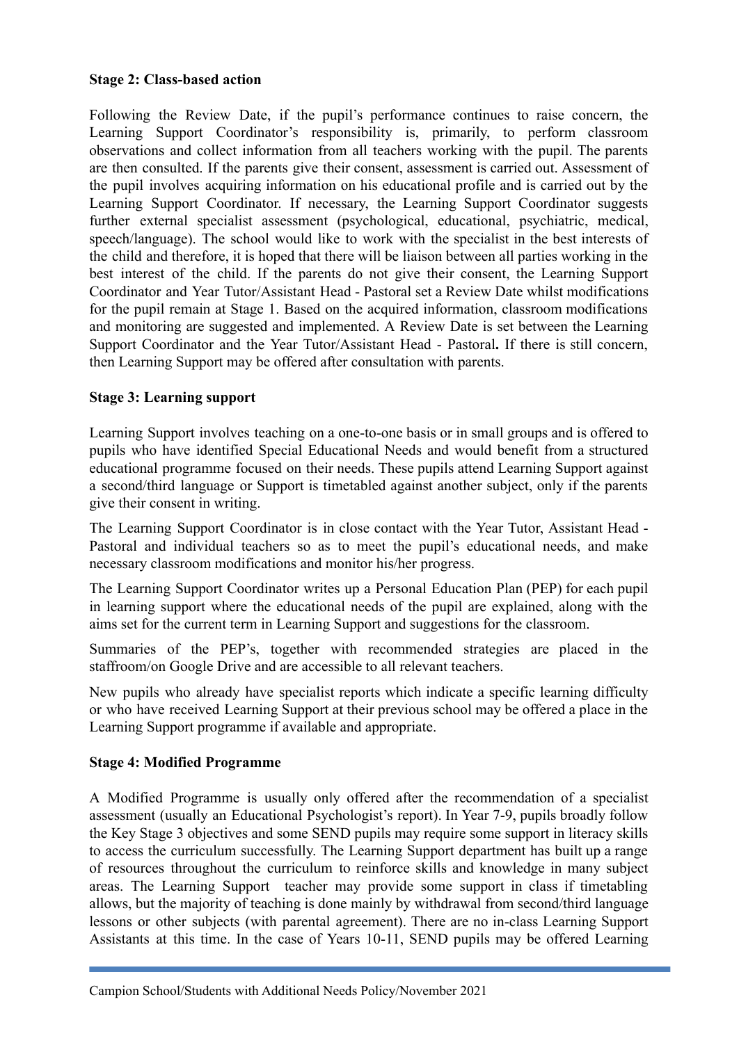**Stage 2: Class-based action**

Following the Review Date, if the pupil's performance continues to raise concern, the Learning Support Coordinator's responsibility is, primarily, to perform classroom observations and collect information from all teachers working with the pupil. The parents are then consulted. If the parents give their consent, assessment is carried out. Assessment of the pupil involves acquiring information on his educational profile and is carried out by the Learning Support Coordinator. If necessary, the Learning Support Coordinator suggests further external specialist assessment (psychological, educational, psychiatric, medical, speech/language). The school would like to work with the specialist in the best interests of the child and therefore, it is hoped that there will be liaison between all parties working in the best interest of the child. If the parents do not give their consent, the Learning Support Coordinator and Year Tutor/Assistant Head - Pastoral set a Review Date whilst modifications for the pupil remain at Stage 1. Based on the acquired information, classroom modifications and monitoring are suggested and implemented. A Review Date is set between the Learning Support Coordinator and the Year Tutor/Assistant Head - Pastoral**.** If there is still concern, then Learning Support may be offered after consultation with parents.

**Stage 3: Learning support**

Learning Support involves teaching on a one-to-one basis or in small groups and is offered to pupils who have identified Special Educational Needs and would benefit from a structured educational programme focused on their needs. These pupils attend Learning Support against a second/third language or Support is timetabled against another subject, only if the parents give their consent in writing.

The Learning Support Coordinator is in close contact with the Year Tutor, Assistant Head - Pastoral and individual teachers so as to meet the pupil's educational needs, and make necessary classroom modifications and monitor his/her progress.

The Learning Support Coordinator writes up a Personal Education Plan (PEP) for each pupil in learning support where the educational needs of the pupil are explained, along with the aims set for the current term in Learning Support and suggestions for the classroom.

Summaries of the PEP's, together with recommended strategies are placed in the staffroom/on Google Drive and are accessible to all relevant teachers.

New pupils who already have specialist reports which indicate a specific learning difficulty or who have received Learning Support at their previous school may be offered a place in the Learning Support programme if available and appropriate.

**Stage 4: Modified Programme**

A Modified Programme is usually only offered after the recommendation of a specialist assessment (usually an Educational Psychologist's report). In Year 7-9, pupils broadly follow the Key Stage 3 objectives and some SEND pupils may require some support in literacy skills to access the curriculum successfully. The Learning Support department has built up a range of resources throughout the curriculum to reinforce skills and knowledge in many subject areas. The Learning Support teacher may provide some support in class if timetabling allows, but the majority of teaching is done mainly by withdrawal from second/third language lessons or other subjects (with parental agreement). There are no in-class Learning Support Assistants at this time. In the case of Years 10-11, SEND pupils may be offered Learning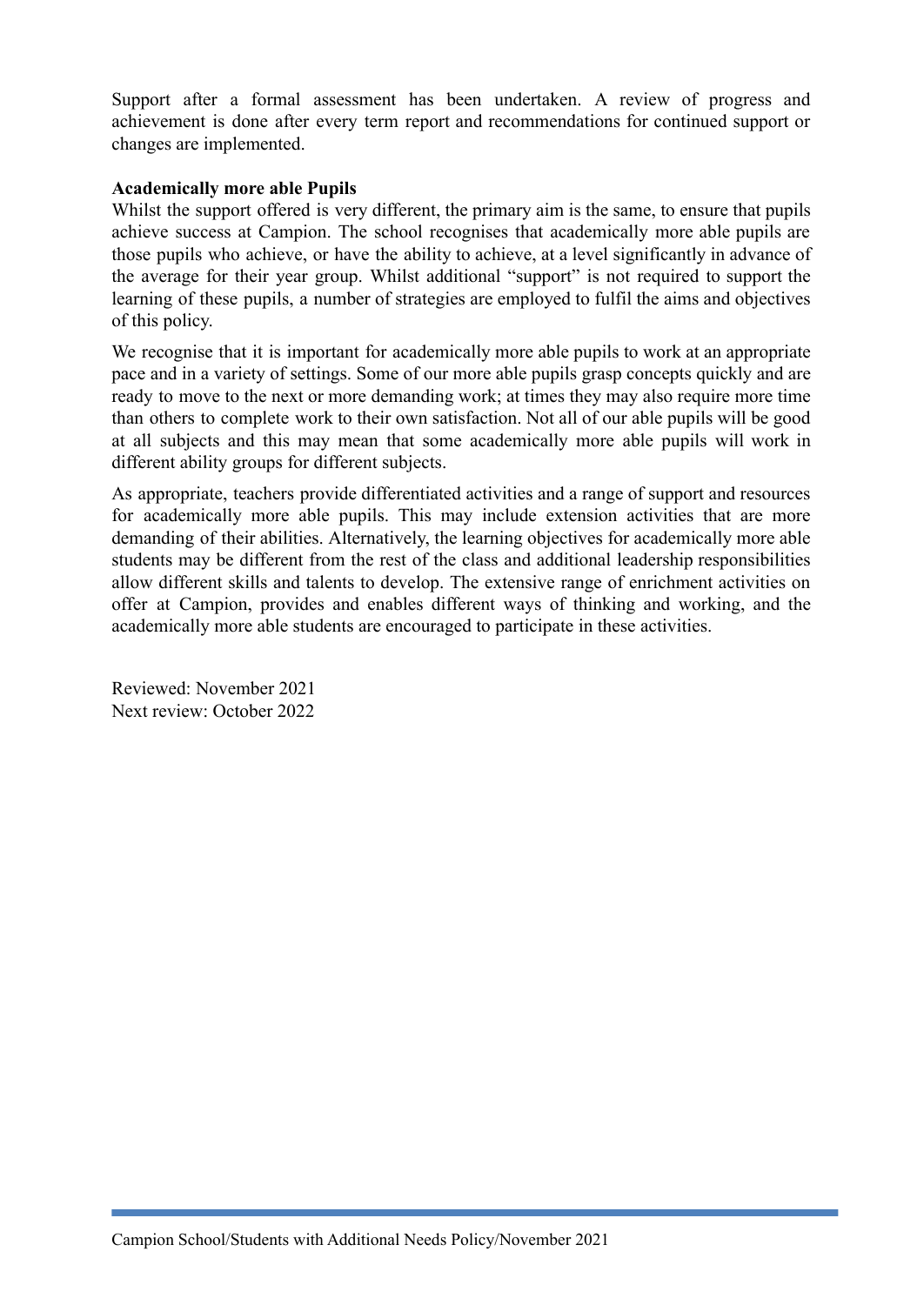Support after a formal assessment has been undertaken. A review of progress and achievement is done after every term report and recommendations for continued support or changes are implemented.

**Academically more able Pupils**

Whilst the support offered is very different, the primary aim is the same, to ensure that pupils achieve success at Campion. The school recognises that academically more able pupils are those pupils who achieve, or have the ability to achieve, at a level significantly in advance of the average for their year group. Whilst additional "support" is not required to support the learning of these pupils, a number of strategies are employed to fulfil the aims and objectives of this policy.

We recognise that it is important for academically more able pupils to work at an appropriate pace and in a variety of settings. Some of our more able pupils grasp concepts quickly and are ready to move to the next or more demanding work; at times they may also require more time than others to complete work to their own satisfaction. Not all of our able pupils will be good at all subjects and this may mean that some academically more able pupils will work in different ability groups for different subjects.

As appropriate, teachers provide differentiated activities and a range of support and resources for academically more able pupils. This may include extension activities that are more demanding of their abilities. Alternatively, the learning objectives for academically more able students may be different from the rest of the class and additional leadership responsibilities allow different skills and talents to develop. The extensive range of enrichment activities on offer at Campion, provides and enables different ways of thinking and working, and the academically more able students are encouraged to participate in these activities.

Reviewed: November 2021
Next review: October 2022